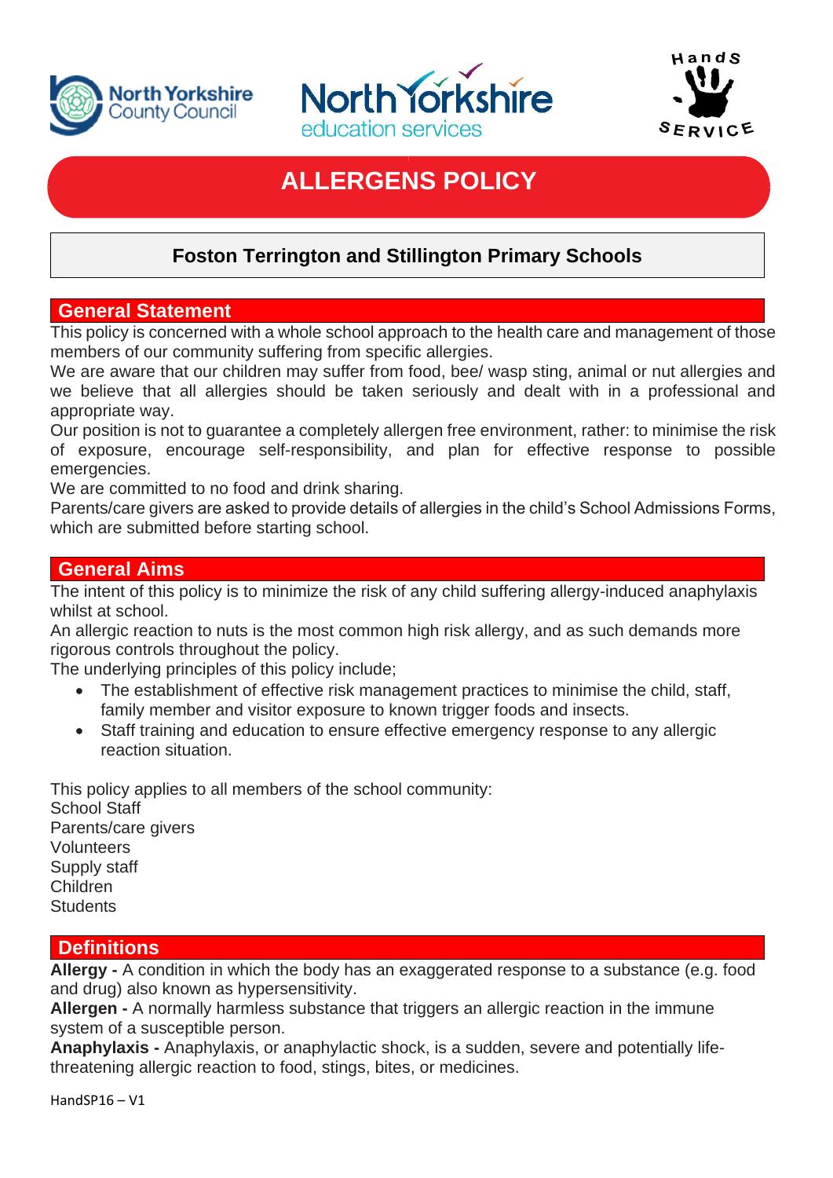# ALLERGENS POLICY

## Foston Terrington and Stillington Primary Schools

### General Statement

This policy is concerned with a whole school approach to the health care and management of those members of our community suffering from specific allergies.

We are aware that our children may suffer from food, bee/ wasp sting, animal or nut allergies and we believe that all allergies should be taken seriously and dealt with in a professional and appropriate way.

Our position is not to guarantee a completely allergen free environment, rather: to minimise the risk of exposure, encourage self-responsibility, and plan for effective response to possible emergencies.

We are committed to no food and drink sharing.

Parents/care givers are asked to provide details of allergies in the child's School Admissions Forms, which are submitted before starting school.

### General Aims

The intent of this policy is to minimize the risk of any child suffering allergy-induced anaphylaxis whilst at school.

An allergic reaction to nuts is the most common high risk allergy, and as such demands more rigorous controls throughout the policy.

The underlying principles of this policy include;

- The establishment of effective risk management practices to minimise the child, staff, family member and visitor exposure to known trigger foods and insects.
- Staff training and education to ensure effective emergency response to any allergic reaction situation.

This policy applies to all members of the school community:
School Staff
Parents/care givers
Volunteers
Supply staff
Children
Students

### Definitions

**Allergy -** A condition in which the body has an exaggerated response to a substance (e.g. food and drug) also known as hypersensitivity.

**Allergen -** A normally harmless substance that triggers an allergic reaction in the immune system of a susceptible person.

**Anaphylaxis -** Anaphylaxis, or anaphylactic shock, is a sudden, severe and potentially life-threatening allergic reaction to food, stings, bites, or medicines.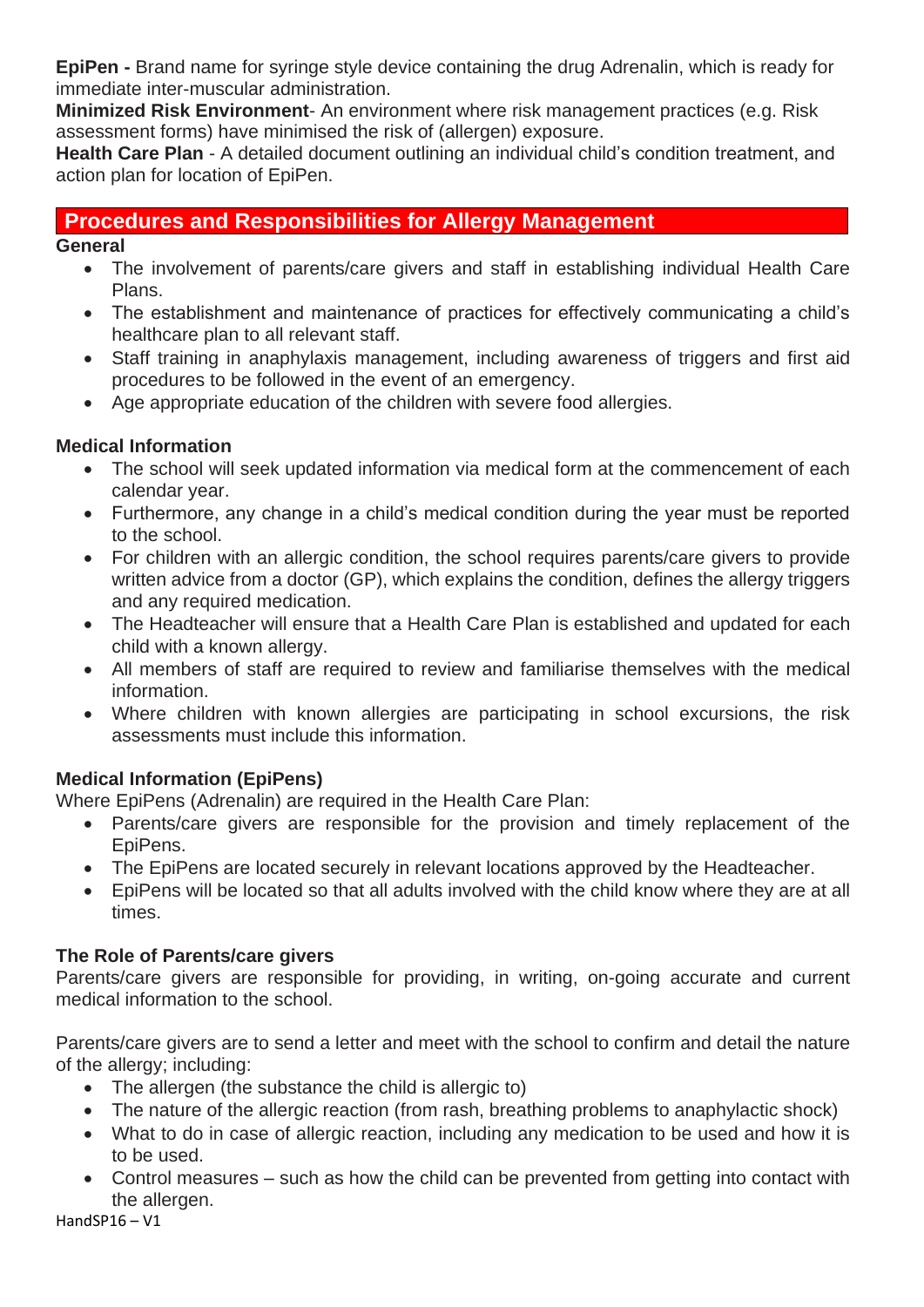**EpiPen -** Brand name for syringe style device containing the drug Adrenalin, which is ready for immediate inter-muscular administration.

**Minimized Risk Environment**- An environment where risk management practices (e.g. Risk assessment forms) have minimised the risk of (allergen) exposure.

**Health Care Plan** - A detailed document outlining an individual child's condition treatment, and action plan for location of EpiPen.

## Procedures and Responsibilities for Allergy Management

**General**

- The involvement of parents/care givers and staff in establishing individual Health Care Plans.
- The establishment and maintenance of practices for effectively communicating a child's healthcare plan to all relevant staff.
- Staff training in anaphylaxis management, including awareness of triggers and first aid procedures to be followed in the event of an emergency.
- Age appropriate education of the children with severe food allergies.

**Medical Information**

- The school will seek updated information via medical form at the commencement of each calendar year.
- Furthermore, any change in a child's medical condition during the year must be reported to the school.
- For children with an allergic condition, the school requires parents/care givers to provide written advice from a doctor (GP), which explains the condition, defines the allergy triggers and any required medication.
- The Headteacher will ensure that a Health Care Plan is established and updated for each child with a known allergy.
- All members of staff are required to review and familiarise themselves with the medical information.
- Where children with known allergies are participating in school excursions, the risk assessments must include this information.

**Medical Information (EpiPens)**

Where EpiPens (Adrenalin) are required in the Health Care Plan:

- Parents/care givers are responsible for the provision and timely replacement of the EpiPens.
- The EpiPens are located securely in relevant locations approved by the Headteacher.
- EpiPens will be located so that all adults involved with the child know where they are at all times.

**The Role of Parents/care givers**

Parents/care givers are responsible for providing, in writing, on-going accurate and current medical information to the school.

Parents/care givers are to send a letter and meet with the school to confirm and detail the nature of the allergy; including:

- The allergen (the substance the child is allergic to)
- The nature of the allergic reaction (from rash, breathing problems to anaphylactic shock)
- What to do in case of allergic reaction, including any medication to be used and how it is to be used.
- Control measures – such as how the child can be prevented from getting into contact with the allergen.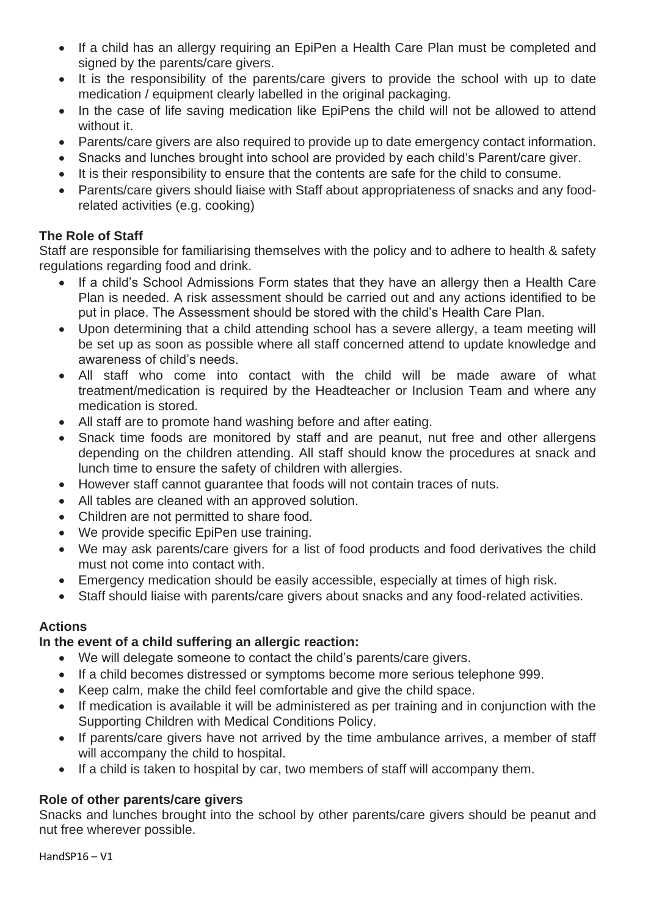- If a child has an allergy requiring an EpiPen a Health Care Plan must be completed and signed by the parents/care givers.
- It is the responsibility of the parents/care givers to provide the school with up to date medication / equipment clearly labelled in the original packaging.
- In the case of life saving medication like EpiPens the child will not be allowed to attend without it.
- Parents/care givers are also required to provide up to date emergency contact information.
- Snacks and lunches brought into school are provided by each child's Parent/care giver.
- It is their responsibility to ensure that the contents are safe for the child to consume.
- Parents/care givers should liaise with Staff about appropriateness of snacks and any food-related activities (e.g. cooking)

### The Role of Staff

Staff are responsible for familiarising themselves with the policy and to adhere to health & safety regulations regarding food and drink.

- If a child's School Admissions Form states that they have an allergy then a Health Care Plan is needed. A risk assessment should be carried out and any actions identified to be put in place. The Assessment should be stored with the child's Health Care Plan.
- Upon determining that a child attending school has a severe allergy, a team meeting will be set up as soon as possible where all staff concerned attend to update knowledge and awareness of child's needs.
- All staff who come into contact with the child will be made aware of what treatment/medication is required by the Headteacher or Inclusion Team and where any medication is stored.
- All staff are to promote hand washing before and after eating.
- Snack time foods are monitored by staff and are peanut, nut free and other allergens depending on the children attending. All staff should know the procedures at snack and lunch time to ensure the safety of children with allergies.
- However staff cannot guarantee that foods will not contain traces of nuts.
- All tables are cleaned with an approved solution.
- Children are not permitted to share food.
- We provide specific EpiPen use training.
- We may ask parents/care givers for a list of food products and food derivatives the child must not come into contact with.
- Emergency medication should be easily accessible, especially at times of high risk.
- Staff should liaise with parents/care givers about snacks and any food-related activities.

### Actions

**In the event of a child suffering an allergic reaction:**

- We will delegate someone to contact the child's parents/care givers.
- If a child becomes distressed or symptoms become more serious telephone 999.
- Keep calm, make the child feel comfortable and give the child space.
- If medication is available it will be administered as per training and in conjunction with the Supporting Children with Medical Conditions Policy.
- If parents/care givers have not arrived by the time ambulance arrives, a member of staff will accompany the child to hospital.
- If a child is taken to hospital by car, two members of staff will accompany them.

### Role of other parents/care givers

Snacks and lunches brought into the school by other parents/care givers should be peanut and nut free wherever possible.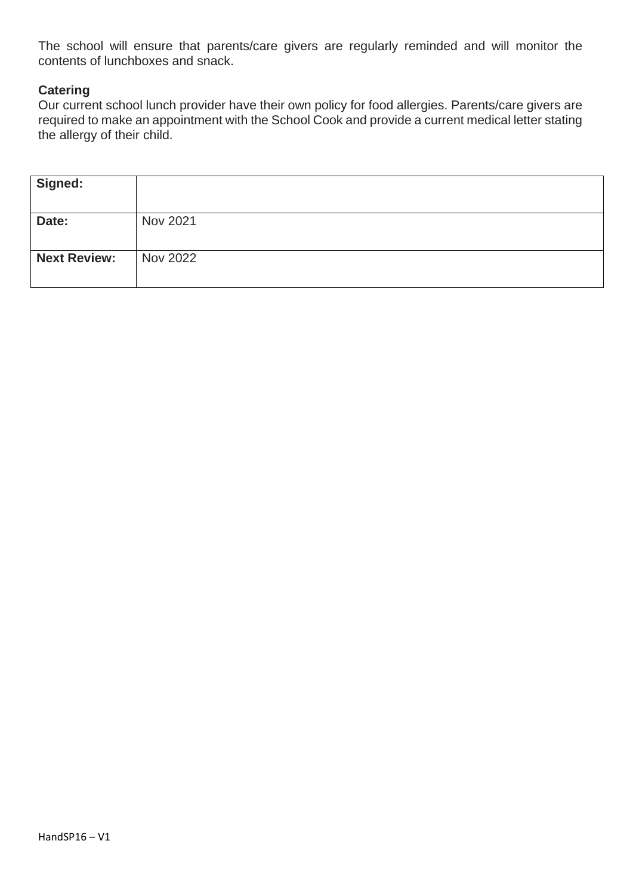The school will ensure that parents/care givers are regularly reminded and will monitor the contents of lunchboxes and snack.

**Catering**

Our current school lunch provider have their own policy for food allergies. Parents/care givers are required to make an appointment with the School Cook and provide a current medical letter stating the allergy of their child.

| | |
|---|---|
| **Signed:** | |
| **Date:** | Nov 2021 |
| **Next Review:** | Nov 2022 |

HandSP16 – V1